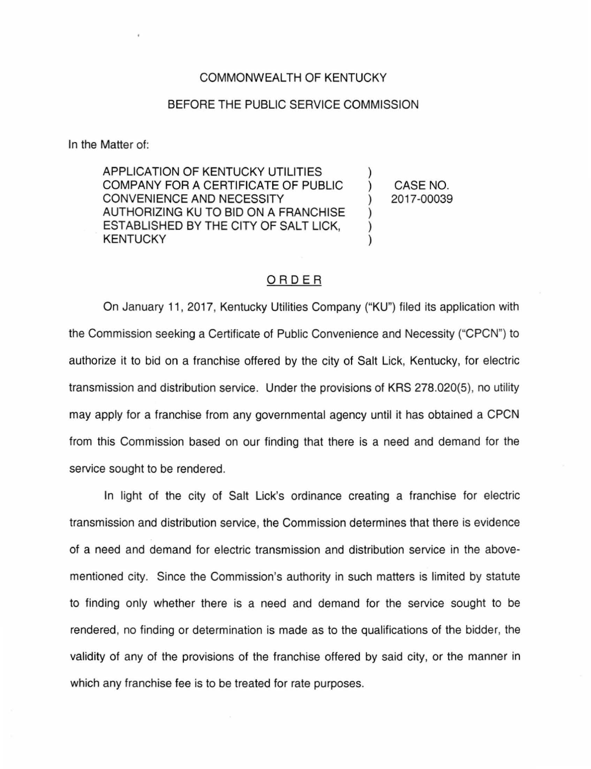COMMONWEALTH OF KENTUCKY

BEFORE THE PUBLIC SERVICE COMMISSION

In the Matter of:

| | | |
|---|---|---|
| APPLICATION OF KENTUCKY UTILITIES COMPANY FOR A CERTIFICATE OF PUBLIC CONVENIENCE AND NECESSITY AUTHORIZING KU TO BID ON A FRANCHISE ESTABLISHED BY THE CITY OF SALT LICK, KENTUCKY | ) | CASE NO. 2017-00039 |

## ORDER

On January 11, 2017, Kentucky Utilities Company ("KU") filed its application with the Commission seeking a Certificate of Public Convenience and Necessity ("CPCN") to authorize it to bid on a franchise offered by the city of Salt Lick, Kentucky, for electric transmission and distribution service. Under the provisions of KRS 278.020(5), no utility may apply for a franchise from any governmental agency until it has obtained a CPCN from this Commission based on our finding that there is a need and demand for the service sought to be rendered.

In light of the city of Salt Lick's ordinance creating a franchise for electric transmission and distribution service, the Commission determines that there is evidence of a need and demand for electric transmission and distribution service in the above-mentioned city. Since the Commission's authority in such matters is limited by statute to finding only whether there is a need and demand for the service sought to be rendered, no finding or determination is made as to the qualifications of the bidder, the validity of any of the provisions of the franchise offered by said city, or the manner in which any franchise fee is to be treated for rate purposes.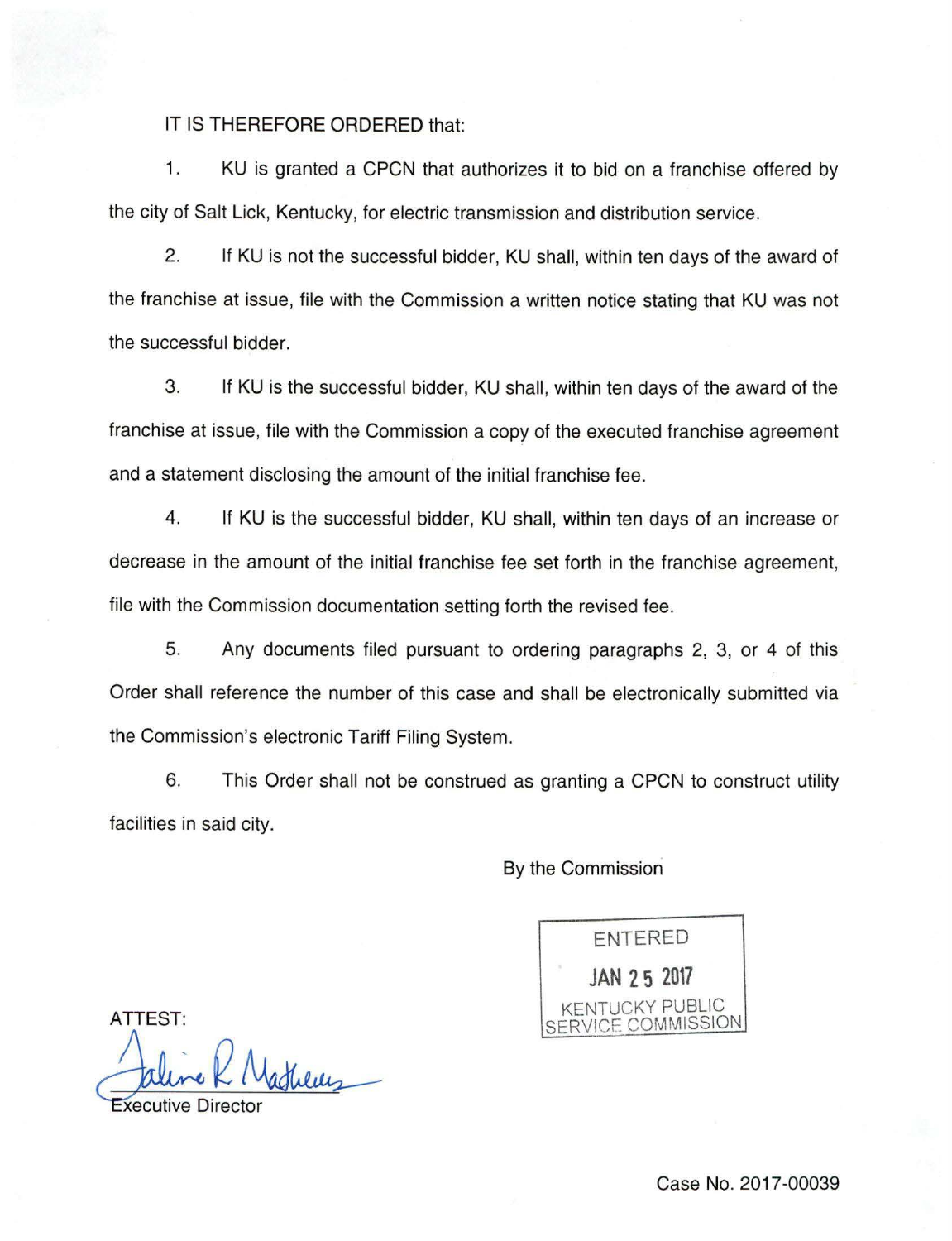IT IS THEREFORE ORDERED that:

1. KU is granted a CPCN that authorizes it to bid on a franchise offered by the city of Salt Lick, Kentucky, for electric transmission and distribution service.

2. If KU is not the successful bidder, KU shall, within ten days of the award of the franchise at issue, file with the Commission a written notice stating that KU was not the successful bidder.

3. If KU is the successful bidder, KU shall, within ten days of the award of the franchise at issue, file with the Commission a copy of the executed franchise agreement and a statement disclosing the amount of the initial franchise fee.

4. If KU is the successful bidder, KU shall, within ten days of an increase or decrease in the amount of the initial franchise fee set forth in the franchise agreement, file with the Commission documentation setting forth the revised fee.

5. Any documents filed pursuant to ordering paragraphs 2, 3, or 4 of this Order shall reference the number of this case and shall be electronically submitted via the Commission's electronic Tariff Filing System.

6. This Order shall not be construed as granting a CPCN to construct utility facilities in said city.

By the Commission

ENTERED
JAN 25 2017
KENTUCKY PUBLIC SERVICE COMMISSION

ATTEST:

Executive Director

Case No. 2017-00039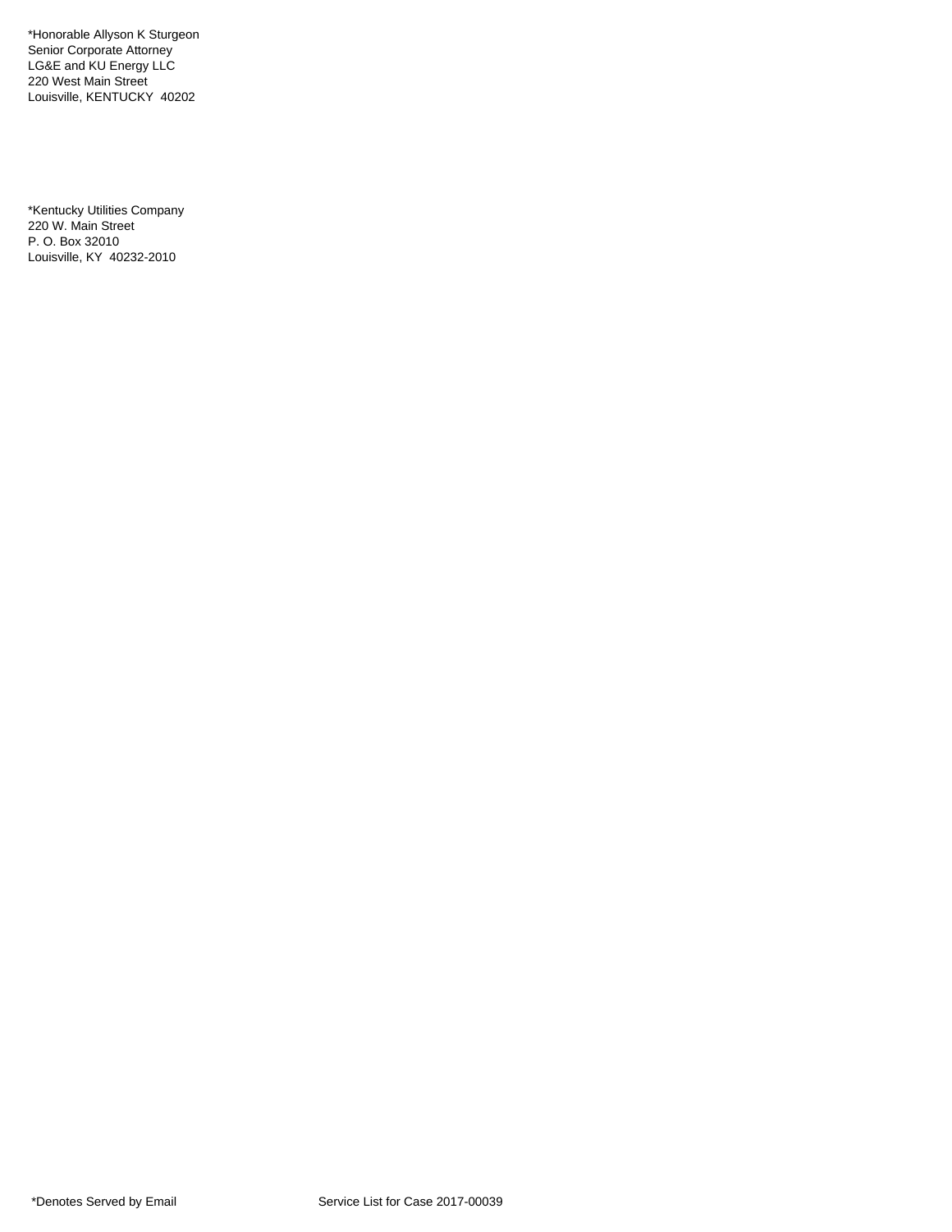*Honorable Allyson K Sturgeon
Senior Corporate Attorney
LG&E and KU Energy LLC
220 West Main Street
Louisville, KENTUCKY  40202

*Kentucky Utilities Company
220 W. Main Street
P. O. Box 32010
Louisville, KY  40232-2010

*Denotes Served by Email

Service List for Case 2017-00039